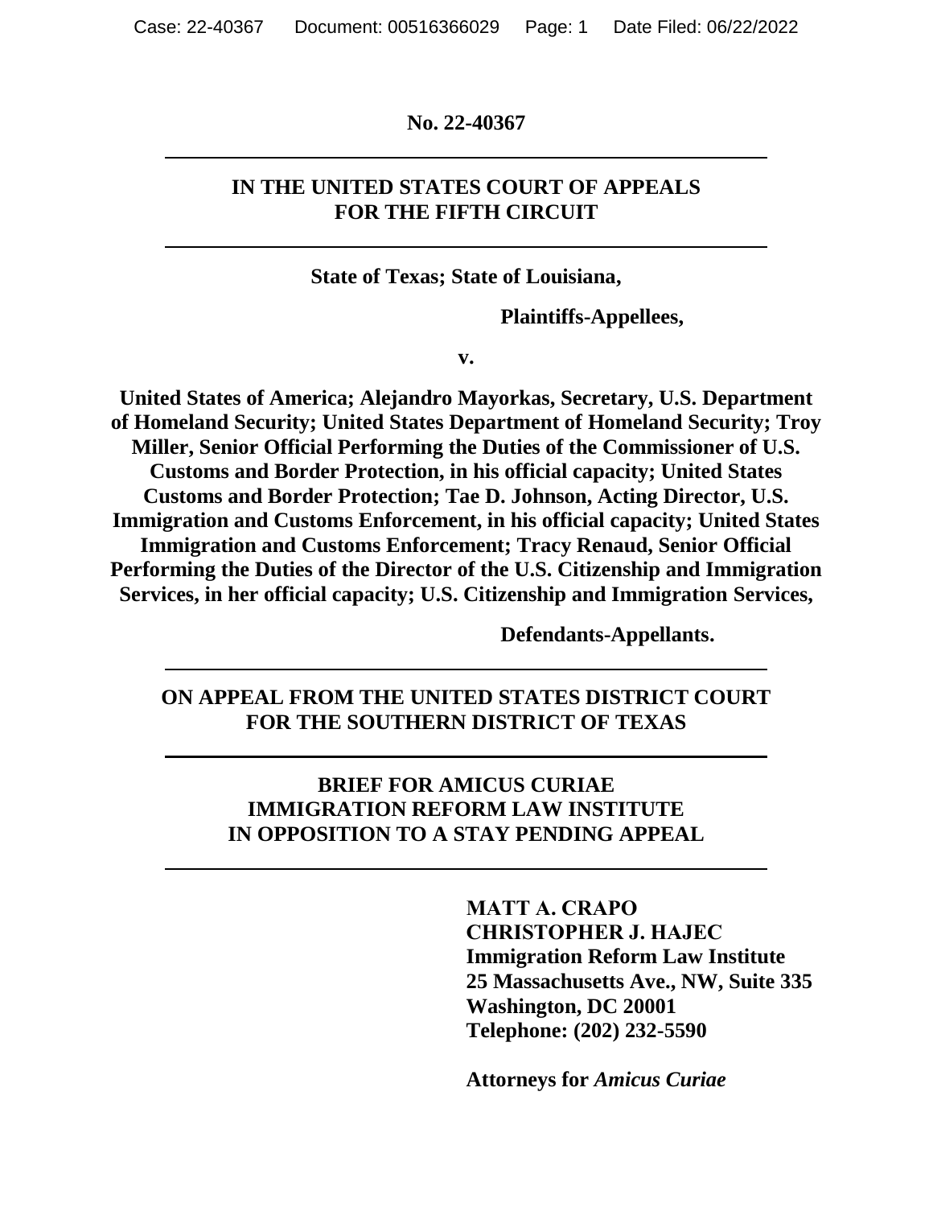**No. 22-40367**

---

**IN THE UNITED STATES COURT OF APPEALS**
**FOR THE FIFTH CIRCUIT**

---

**State of Texas; State of Louisiana,**

**Plaintiffs-Appellees,**

**v.**

**United States of America; Alejandro Mayorkas, Secretary, U.S. Department of Homeland Security; United States Department of Homeland Security; Troy Miller, Senior Official Performing the Duties of the Commissioner of U.S. Customs and Border Protection, in his official capacity; United States Customs and Border Protection; Tae D. Johnson, Acting Director, U.S. Immigration and Customs Enforcement, in his official capacity; United States Immigration and Customs Enforcement; Tracy Renaud, Senior Official Performing the Duties of the Director of the U.S. Citizenship and Immigration Services, in her official capacity; U.S. Citizenship and Immigration Services,**

**Defendants-Appellants.**

---

**ON APPEAL FROM THE UNITED STATES DISTRICT COURT**
**FOR THE SOUTHERN DISTRICT OF TEXAS**

---

**BRIEF FOR AMICUS CURIAE**
**IMMIGRATION REFORM LAW INSTITUTE**
**IN OPPOSITION TO A STAY PENDING APPEAL**

---

**MATT A. CRAPO**
**CHRISTOPHER J. HAJEC**
**Immigration Reform Law Institute**
**25 Massachusetts Ave., NW, Suite 335**
**Washington, DC 20001**
**Telephone: (202) 232-5590**

**Attorneys for *Amicus Curiae***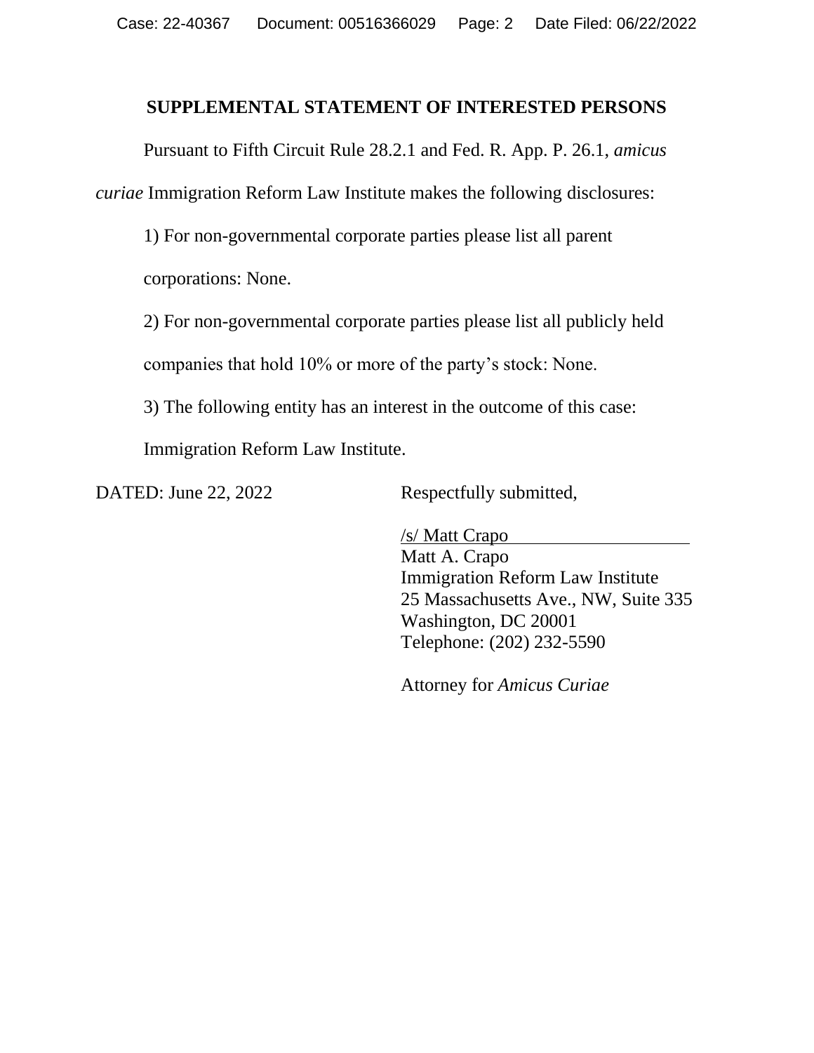## SUPPLEMENTAL STATEMENT OF INTERESTED PERSONS

Pursuant to Fifth Circuit Rule 28.2.1 and Fed. R. App. P. 26.1, *amicus curiae* Immigration Reform Law Institute makes the following disclosures:

1) For non-governmental corporate parties please list all parent corporations: None.

2) For non-governmental corporate parties please list all publicly held companies that hold 10% or more of the party's stock: None.

3) The following entity has an interest in the outcome of this case: Immigration Reform Law Institute.

DATED: June 22, 2022

Respectfully submitted,

/s/ Matt Crapo
Matt A. Crapo
Immigration Reform Law Institute
25 Massachusetts Ave., NW, Suite 335
Washington, DC 20001
Telephone: (202) 232-5590

Attorney for *Amicus Curiae*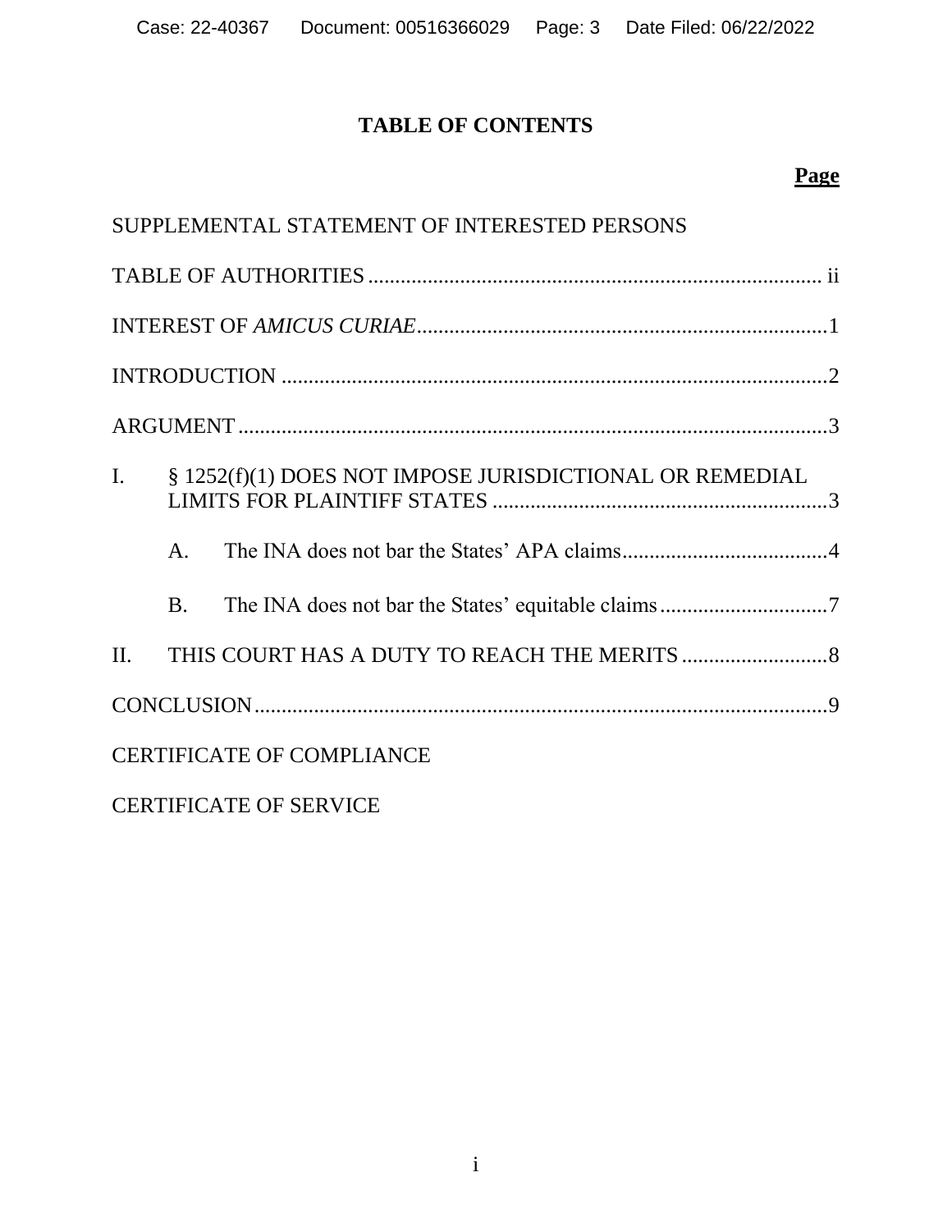# TABLE OF CONTENTS

**Page**

SUPPLEMENTAL STATEMENT OF INTERESTED PERSONS

TABLE OF AUTHORITIES .................................................................................. ii

INTEREST OF *AMICUS CURIAE* ...........................................................................1

INTRODUCTION ....................................................................................................2

ARGUMENT ...........................................................................................................3

I. § 1252(f)(1) DOES NOT IMPOSE JURISDICTIONAL OR REMEDIAL LIMITS FOR PLAINTIFF STATES .............................................................3

   A. The INA does not bar the States' APA claims......................................4

   B. The INA does not bar the States' equitable claims...............................7

II. THIS COURT HAS A DUTY TO REACH THE MERITS ...........................8

CONCLUSION.........................................................................................................9

CERTIFICATE OF COMPLIANCE

CERTIFICATE OF SERVICE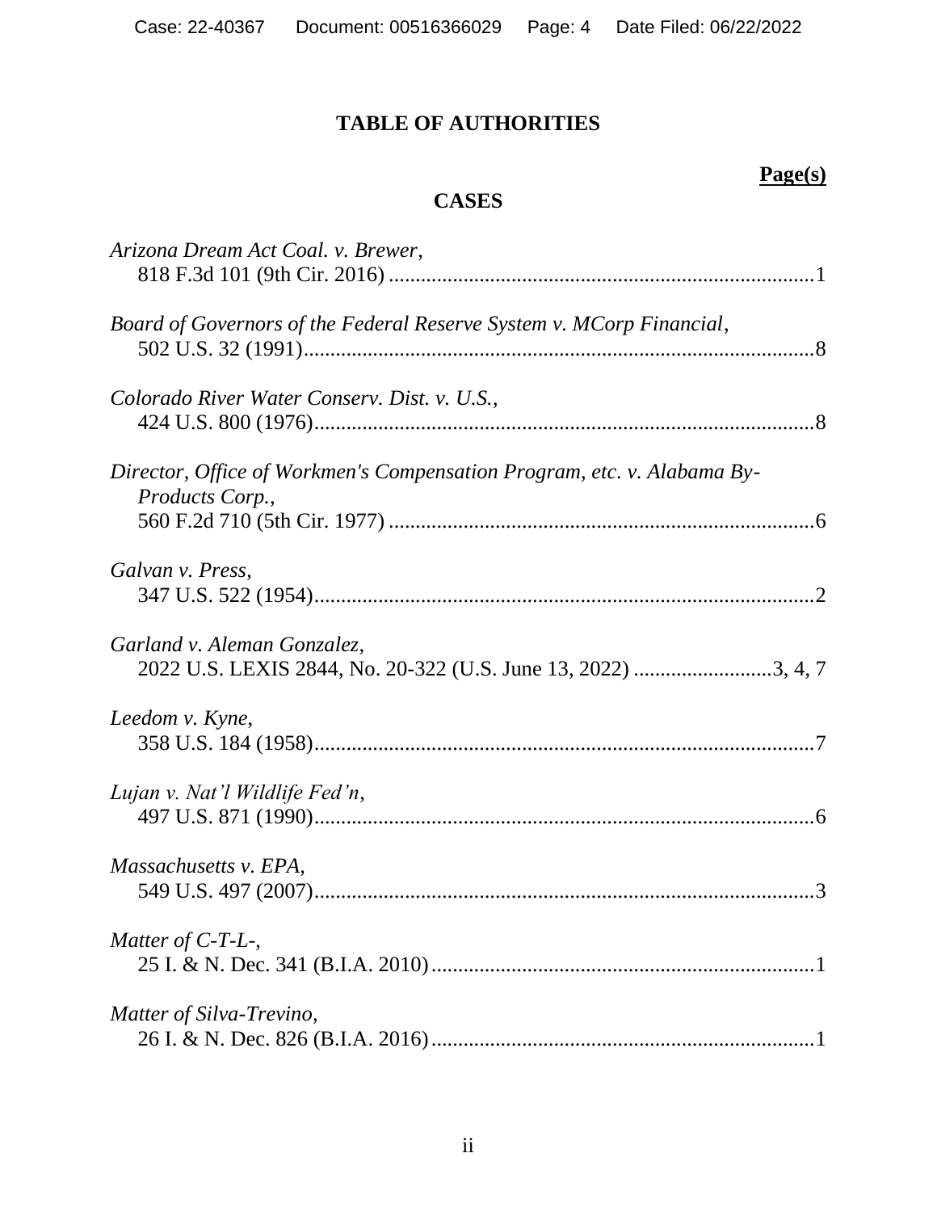# TABLE OF AUTHORITIES

**Page(s)**

## CASES

*Arizona Dream Act Coal. v. Brewer*,
818 F.3d 101 (9th Cir. 2016) ....................................................................................1

*Board of Governors of the Federal Reserve System v. MCorp Financial*,
502 U.S. 32 (1991)....................................................................................................8

*Colorado River Water Conserv. Dist. v. U.S.*,
424 U.S. 800 (1976)..................................................................................................8

*Director, Office of Workmen's Compensation Program, etc. v. Alabama By-Products Corp.*,
560 F.2d 710 (5th Cir. 1977) ....................................................................................6

*Galvan v. Press*,
347 U.S. 522 (1954)..................................................................................................2

*Garland v. Aleman Gonzalez*,
2022 U.S. LEXIS 2844, No. 20-322 (U.S. June 13, 2022) ..........................3, 4, 7

*Leedom v. Kyne*,
358 U.S. 184 (1958)..................................................................................................7

*Lujan v. Nat'l Wildlife Fed'n*,
497 U.S. 871 (1990)..................................................................................................6

*Massachusetts v. EPA*,
549 U.S. 497 (2007)..................................................................................................3

*Matter of C-T-L-*,
25 I. & N. Dec. 341 (B.I.A. 2010)...........................................................................1

*Matter of Silva-Trevino*,
26 I. & N. Dec. 826 (B.I.A. 2016)...........................................................................1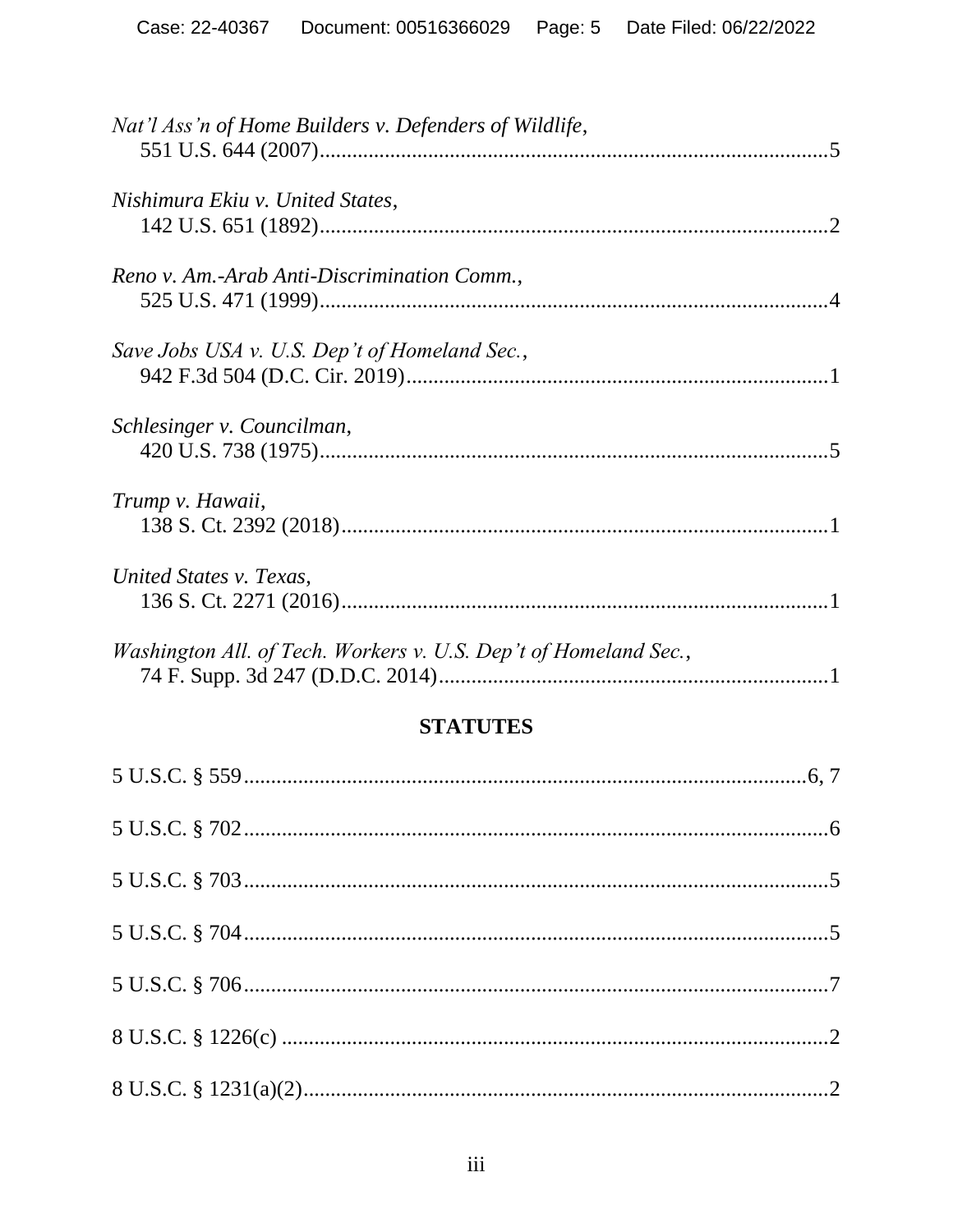*Nat'l Ass'n of Home Builders v. Defenders of Wildlife*,
551 U.S. 644 (2007)....................................................................................5

*Nishimura Ekiu v. United States*,
142 U.S. 651 (1892)....................................................................................2

*Reno v. Am.-Arab Anti-Discrimination Comm.*,
525 U.S. 471 (1999)....................................................................................4

*Save Jobs USA v. U.S. Dep't of Homeland Sec.*,
942 F.3d 504 (D.C. Cir. 2019)....................................................................1

*Schlesinger v. Councilman*,
420 U.S. 738 (1975)....................................................................................5

*Trump v. Hawaii*,
138 S. Ct. 2392 (2018)................................................................................1

*United States v. Texas*,
136 S. Ct. 2271 (2016)................................................................................1

*Washington All. of Tech. Workers v. U.S. Dep't of Homeland Sec.*,
74 F. Supp. 3d 247 (D.D.C. 2014)..............................................................1

## STATUTES

5 U.S.C. § 559...........................................................................................6, 7

5 U.S.C. § 702...............................................................................................6

5 U.S.C. § 703...............................................................................................5

5 U.S.C. § 704...............................................................................................5

5 U.S.C. § 706...............................................................................................7

8 U.S.C. § 1226(c) .........................................................................................2

8 U.S.C. § 1231(a)(2).....................................................................................2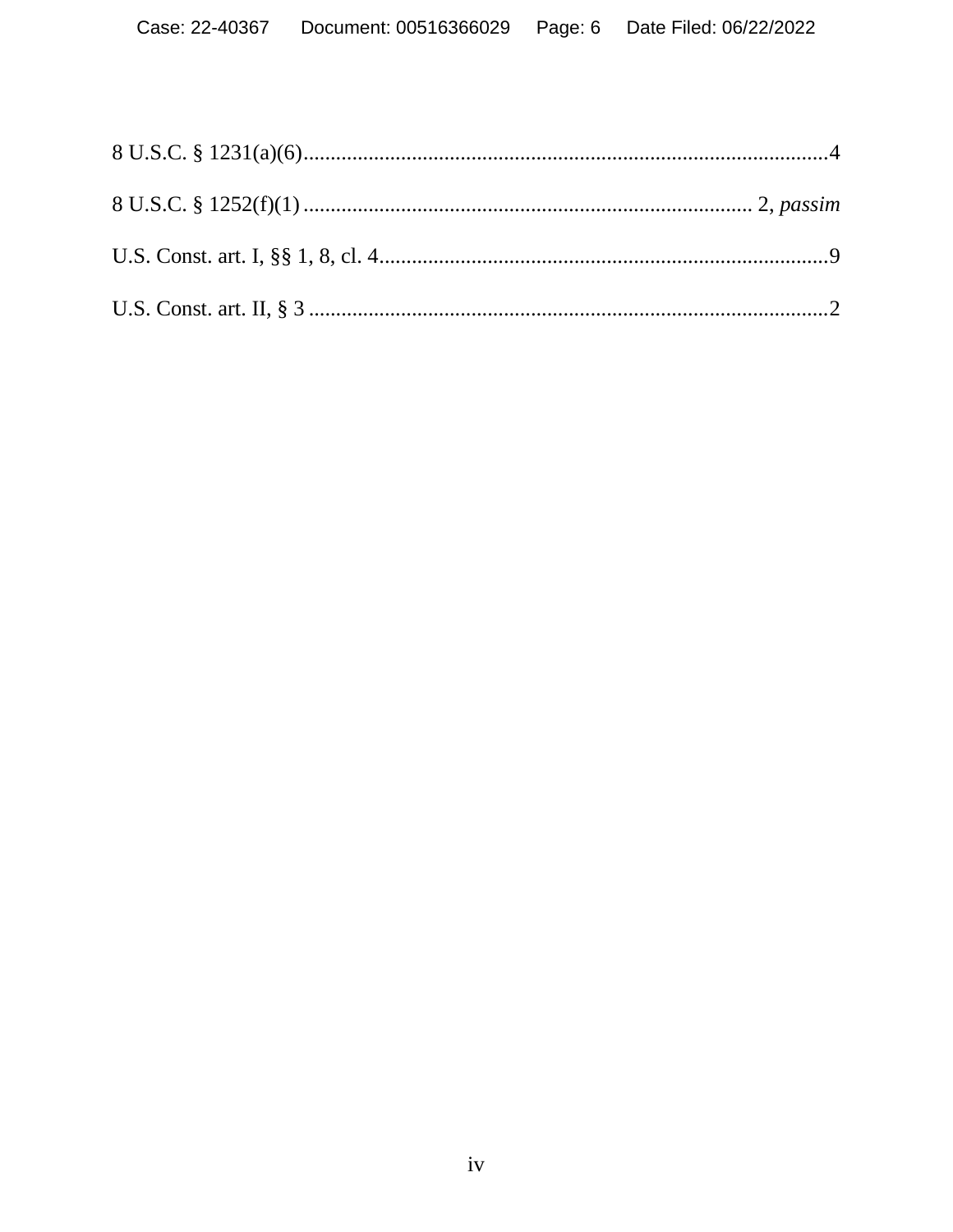8 U.S.C. § 1231(a)(6)..................................................................................................4

8 U.S.C. § 1252(f)(1) ................................................................................... 2, *passim*

U.S. Const. art. I, §§ 1, 8, cl. 4...................................................................................9

U.S. Const. art. II, § 3 ................................................................................................2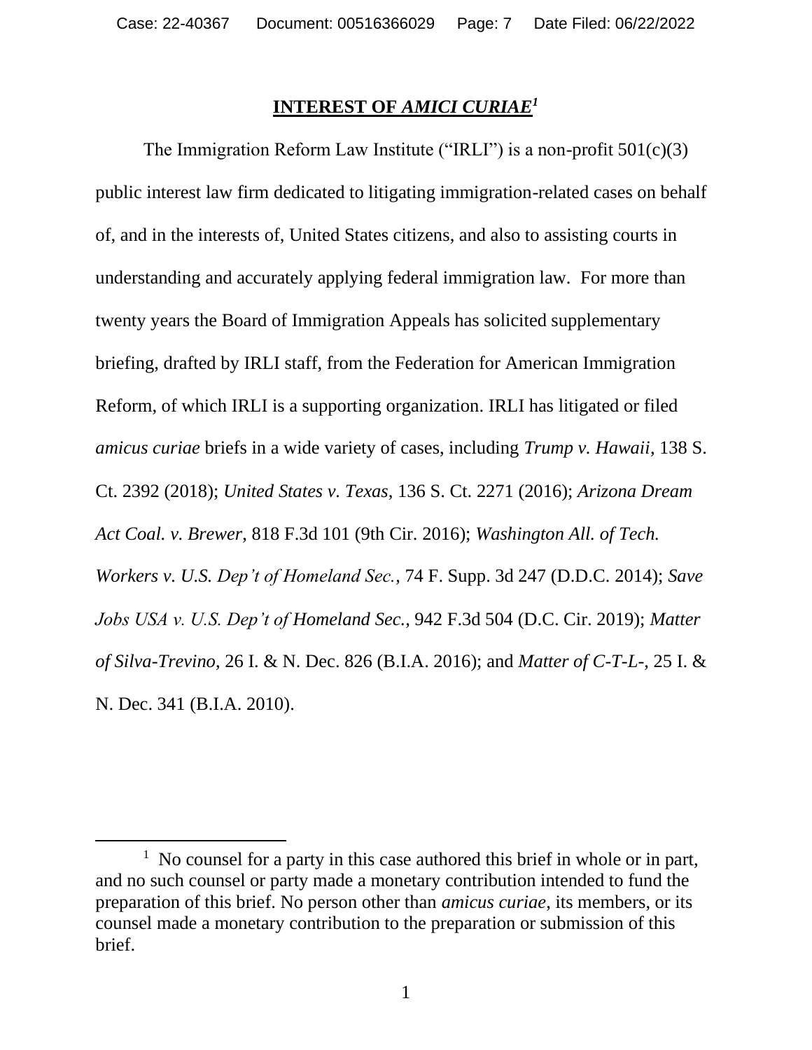## INTEREST OF *AMICI CURIAE*[1]

The Immigration Reform Law Institute ("IRLI") is a non-profit 501(c)(3) public interest law firm dedicated to litigating immigration-related cases on behalf of, and in the interests of, United States citizens, and also to assisting courts in understanding and accurately applying federal immigration law. For more than twenty years the Board of Immigration Appeals has solicited supplementary briefing, drafted by IRLI staff, from the Federation for American Immigration Reform, of which IRLI is a supporting organization. IRLI has litigated or filed *amicus curiae* briefs in a wide variety of cases, including *Trump v. Hawaii*, 138 S. Ct. 2392 (2018); *United States v. Texas*, 136 S. Ct. 2271 (2016); *Arizona Dream Act Coal. v. Brewer*, 818 F.3d 101 (9th Cir. 2016); *Washington All. of Tech. Workers v. U.S. Dep't of Homeland Sec.*, 74 F. Supp. 3d 247 (D.D.C. 2014); *Save Jobs USA v. U.S. Dep't of Homeland Sec.*, 942 F.3d 504 (D.C. Cir. 2019); *Matter of Silva-Trevino*, 26 I. & N. Dec. 826 (B.I.A. 2016); and *Matter of C-T-L-*, 25 I. & N. Dec. 341 (B.I.A. 2010).

[1] No counsel for a party in this case authored this brief in whole or in part, and no such counsel or party made a monetary contribution intended to fund the preparation of this brief. No person other than *amicus curiae*, its members, or its counsel made a monetary contribution to the preparation or submission of this brief.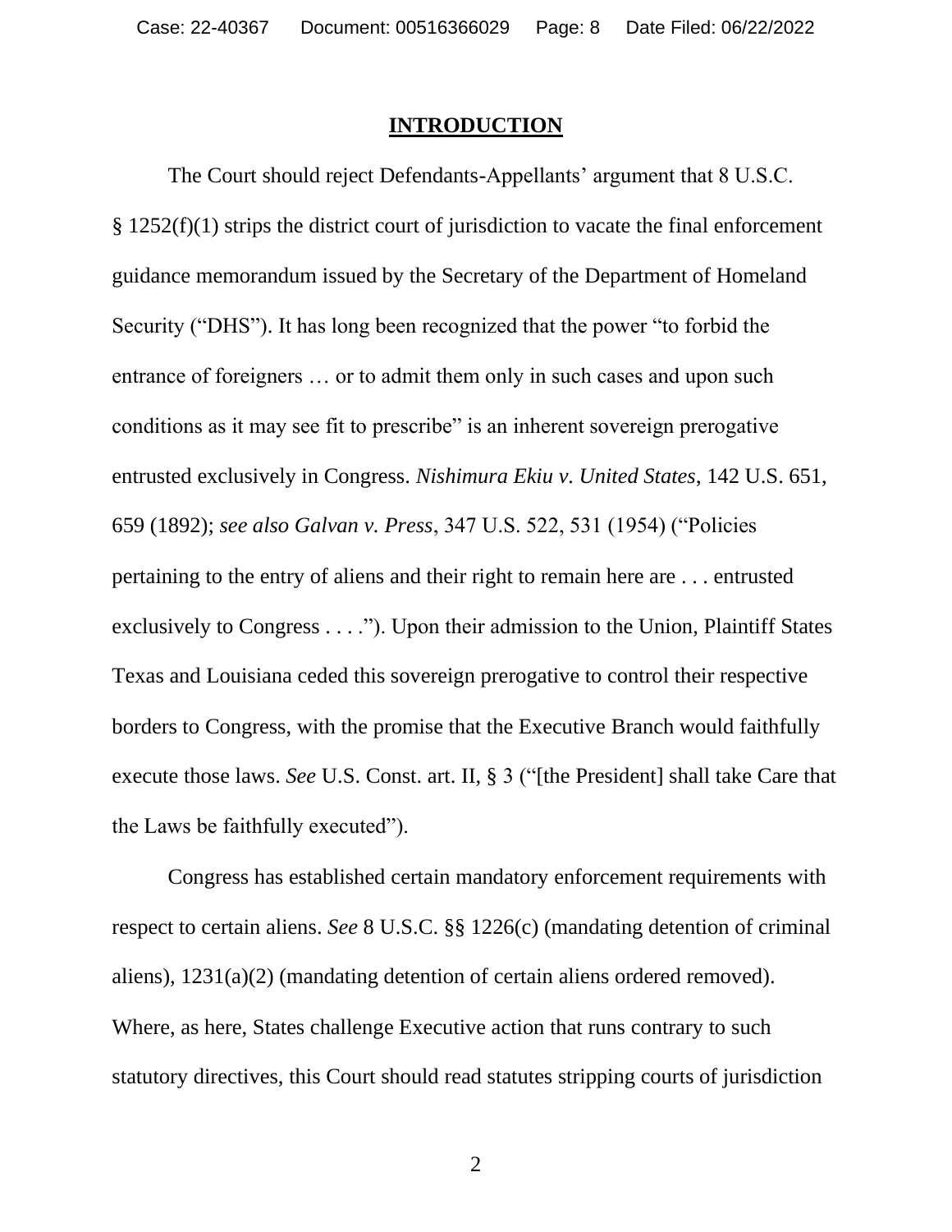## INTRODUCTION

The Court should reject Defendants-Appellants' argument that 8 U.S.C. § 1252(f)(1) strips the district court of jurisdiction to vacate the final enforcement guidance memorandum issued by the Secretary of the Department of Homeland Security ("DHS"). It has long been recognized that the power "to forbid the entrance of foreigners … or to admit them only in such cases and upon such conditions as it may see fit to prescribe" is an inherent sovereign prerogative entrusted exclusively in Congress. *Nishimura Ekiu v. United States*, 142 U.S. 651, 659 (1892); *see also Galvan v. Press*, 347 U.S. 522, 531 (1954) ("Policies pertaining to the entry of aliens and their right to remain here are . . . entrusted exclusively to Congress . . . ."). Upon their admission to the Union, Plaintiff States Texas and Louisiana ceded this sovereign prerogative to control their respective borders to Congress, with the promise that the Executive Branch would faithfully execute those laws. *See* U.S. Const. art. II, § 3 ("[the President] shall take Care that the Laws be faithfully executed").

Congress has established certain mandatory enforcement requirements with respect to certain aliens. *See* 8 U.S.C. §§ 1226(c) (mandating detention of criminal aliens), 1231(a)(2) (mandating detention of certain aliens ordered removed). Where, as here, States challenge Executive action that runs contrary to such statutory directives, this Court should read statutes stripping courts of jurisdiction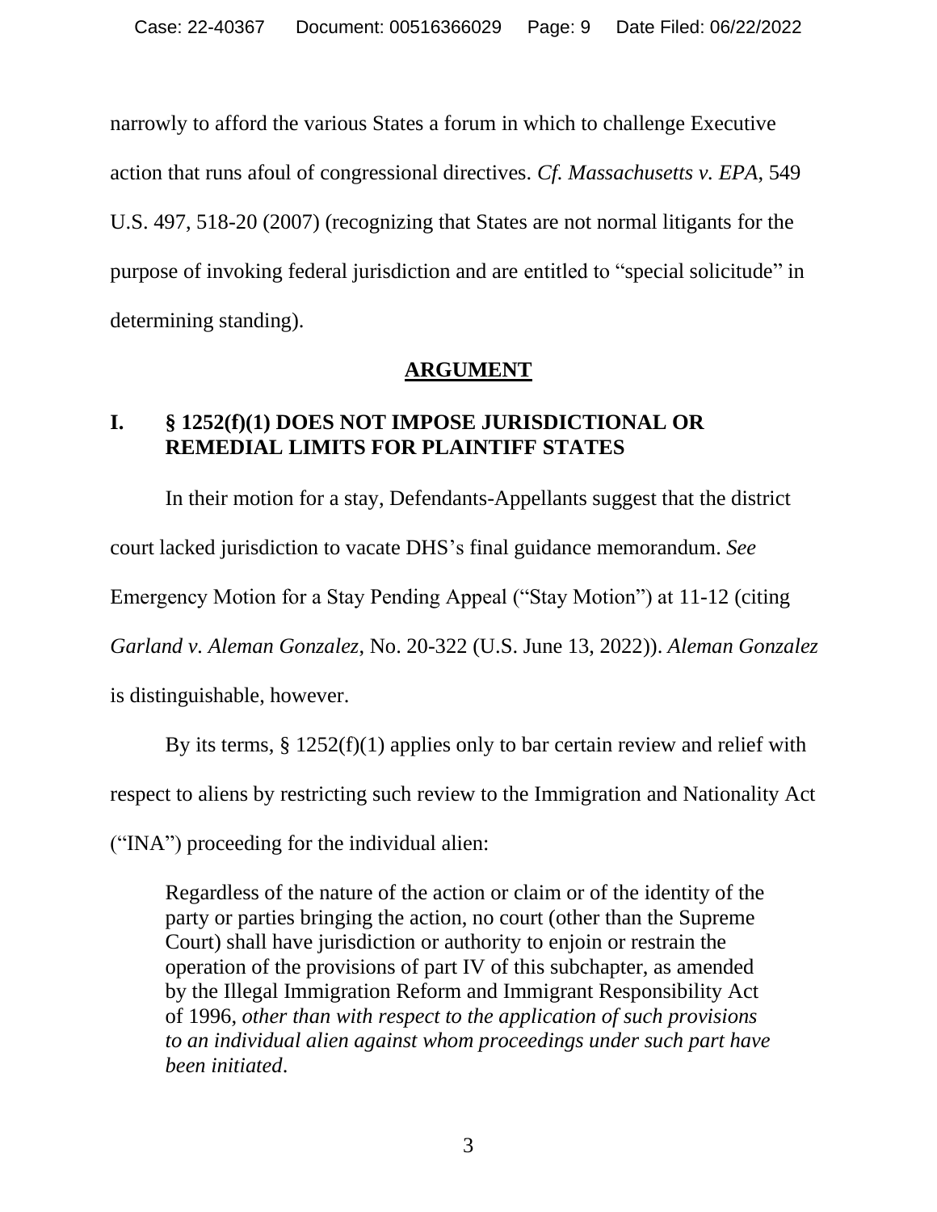narrowly to afford the various States a forum in which to challenge Executive action that runs afoul of congressional directives. *Cf. Massachusetts v. EPA*, 549 U.S. 497, 518-20 (2007) (recognizing that States are not normal litigants for the purpose of invoking federal jurisdiction and are entitled to "special solicitude" in determining standing).

## ARGUMENT

### I. § 1252(f)(1) DOES NOT IMPOSE JURISDICTIONAL OR REMEDIAL LIMITS FOR PLAINTIFF STATES

In their motion for a stay, Defendants-Appellants suggest that the district court lacked jurisdiction to vacate DHS's final guidance memorandum. *See* Emergency Motion for a Stay Pending Appeal ("Stay Motion") at 11-12 (citing *Garland v. Aleman Gonzalez*, No. 20-322 (U.S. June 13, 2022)). *Aleman Gonzalez* is distinguishable, however.

By its terms, § 1252(f)(1) applies only to bar certain review and relief with respect to aliens by restricting such review to the Immigration and Nationality Act ("INA") proceeding for the individual alien:

> Regardless of the nature of the action or claim or of the identity of the party or parties bringing the action, no court (other than the Supreme Court) shall have jurisdiction or authority to enjoin or restrain the operation of the provisions of part IV of this subchapter, as amended by the Illegal Immigration Reform and Immigrant Responsibility Act of 1996, *other than with respect to the application of such provisions to an individual alien against whom proceedings under such part have been initiated*.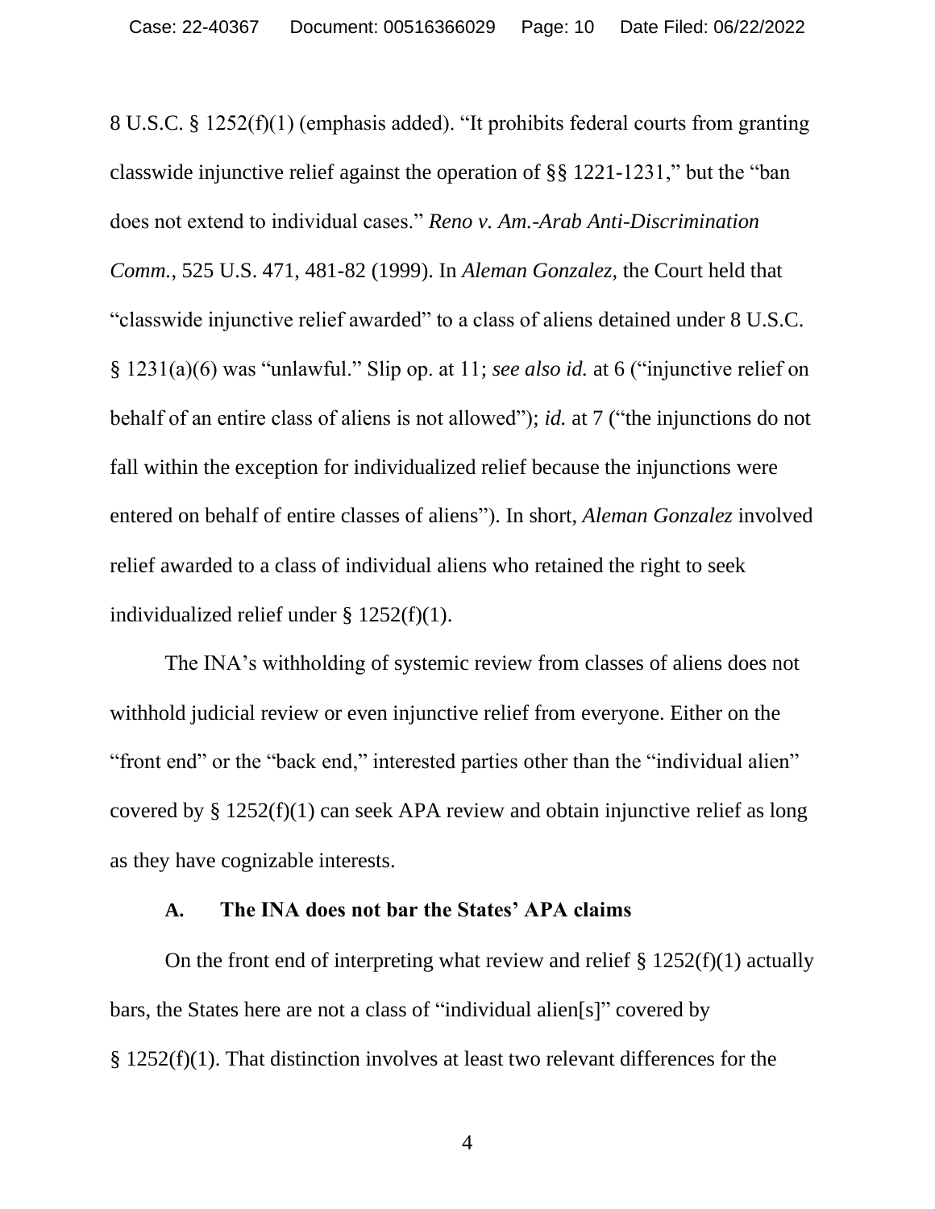8 U.S.C. § 1252(f)(1) (emphasis added). "It prohibits federal courts from granting classwide injunctive relief against the operation of §§ 1221-1231," but the "ban does not extend to individual cases." *Reno v. Am.-Arab Anti-Discrimination Comm.*, 525 U.S. 471, 481-82 (1999). In *Aleman Gonzalez*, the Court held that "classwide injunctive relief awarded" to a class of aliens detained under 8 U.S.C. § 1231(a)(6) was "unlawful." Slip op. at 11; *see also id.* at 6 ("injunctive relief on behalf of an entire class of aliens is not allowed"); *id.* at 7 ("the injunctions do not fall within the exception for individualized relief because the injunctions were entered on behalf of entire classes of aliens"). In short, *Aleman Gonzalez* involved relief awarded to a class of individual aliens who retained the right to seek individualized relief under § 1252(f)(1).

The INA's withholding of systemic review from classes of aliens does not withhold judicial review or even injunctive relief from everyone. Either on the "front end" or the "back end," interested parties other than the "individual alien" covered by § 1252(f)(1) can seek APA review and obtain injunctive relief as long as they have cognizable interests.

### A. The INA does not bar the States' APA claims

On the front end of interpreting what review and relief § 1252(f)(1) actually bars, the States here are not a class of "individual alien[s]" covered by § 1252(f)(1). That distinction involves at least two relevant differences for the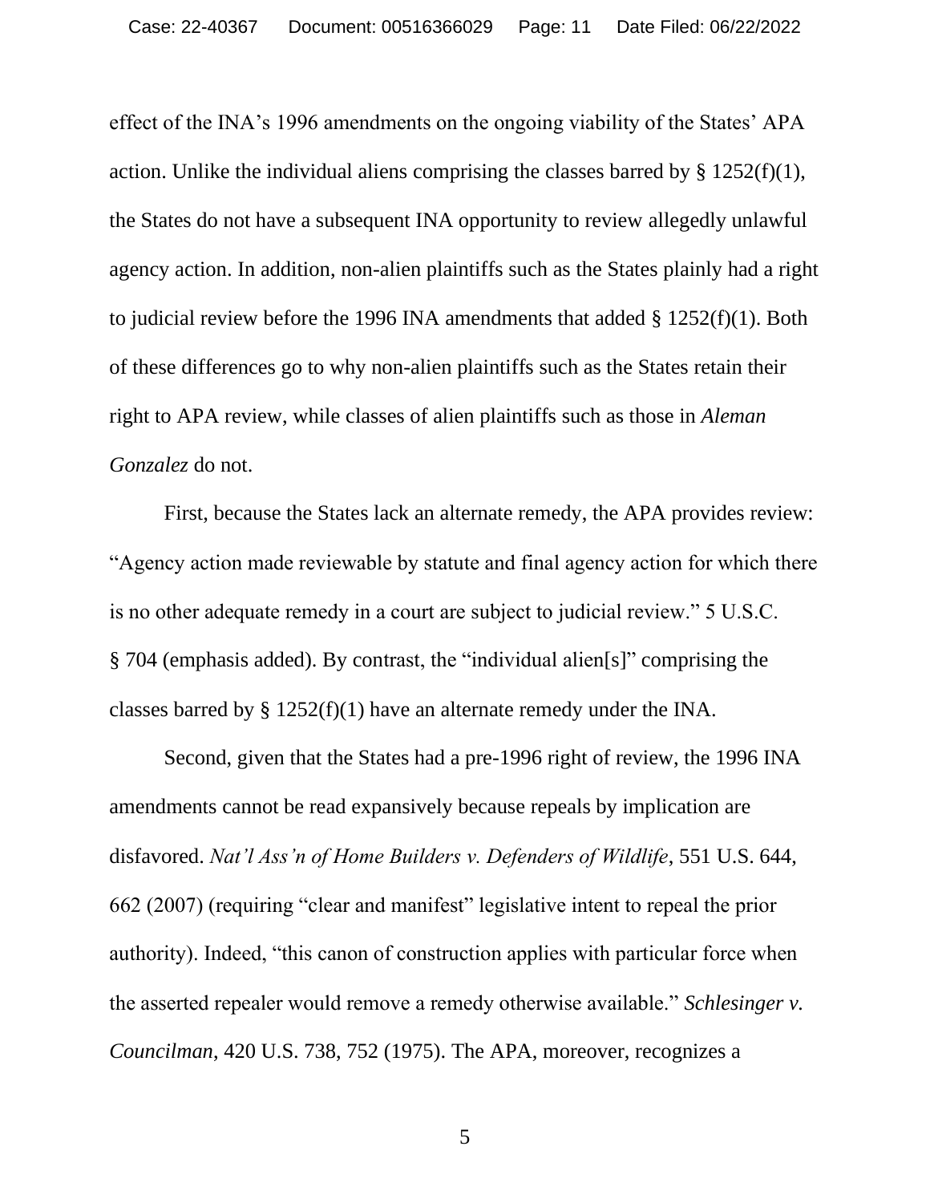effect of the INA's 1996 amendments on the ongoing viability of the States' APA action. Unlike the individual aliens comprising the classes barred by § 1252(f)(1), the States do not have a subsequent INA opportunity to review allegedly unlawful agency action. In addition, non-alien plaintiffs such as the States plainly had a right to judicial review before the 1996 INA amendments that added § 1252(f)(1). Both of these differences go to why non-alien plaintiffs such as the States retain their right to APA review, while classes of alien plaintiffs such as those in *Aleman Gonzalez* do not.

First, because the States lack an alternate remedy, the APA provides review: "Agency action made reviewable by statute and final agency action for which there is no other adequate remedy in a court are subject to judicial review." 5 U.S.C. § 704 (emphasis added). By contrast, the "individual alien[s]" comprising the classes barred by § 1252(f)(1) have an alternate remedy under the INA.

Second, given that the States had a pre-1996 right of review, the 1996 INA amendments cannot be read expansively because repeals by implication are disfavored. *Nat'l Ass'n of Home Builders v. Defenders of Wildlife*, 551 U.S. 644, 662 (2007) (requiring "clear and manifest" legislative intent to repeal the prior authority). Indeed, "this canon of construction applies with particular force when the asserted repealer would remove a remedy otherwise available." *Schlesinger v. Councilman*, 420 U.S. 738, 752 (1975). The APA, moreover, recognizes a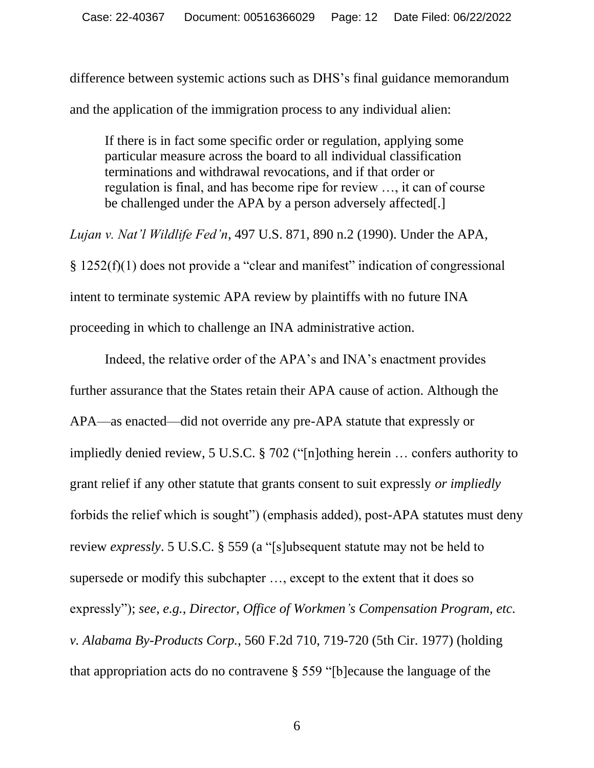difference between systemic actions such as DHS's final guidance memorandum and the application of the immigration process to any individual alien:

> If there is in fact some specific order or regulation, applying some particular measure across the board to all individual classification terminations and withdrawal revocations, and if that order or regulation is final, and has become ripe for review …, it can of course be challenged under the APA by a person adversely affected[.]

*Lujan v. Nat'l Wildlife Fed'n*, 497 U.S. 871, 890 n.2 (1990). Under the APA, § 1252(f)(1) does not provide a "clear and manifest" indication of congressional intent to terminate systemic APA review by plaintiffs with no future INA proceeding in which to challenge an INA administrative action.

Indeed, the relative order of the APA's and INA's enactment provides further assurance that the States retain their APA cause of action. Although the APA—as enacted—did not override any pre-APA statute that expressly or impliedly denied review, 5 U.S.C. § 702 ("[n]othing herein … confers authority to grant relief if any other statute that grants consent to suit expressly *or impliedly* forbids the relief which is sought") (emphasis added), post-APA statutes must deny review *expressly*. 5 U.S.C. § 559 (a "[s]ubsequent statute may not be held to supersede or modify this subchapter …, except to the extent that it does so expressly"); *see, e.g.*, *Director, Office of Workmen's Compensation Program, etc. v. Alabama By-Products Corp.*, 560 F.2d 710, 719-720 (5th Cir. 1977) (holding that appropriation acts do no contravene § 559 "[b]ecause the language of the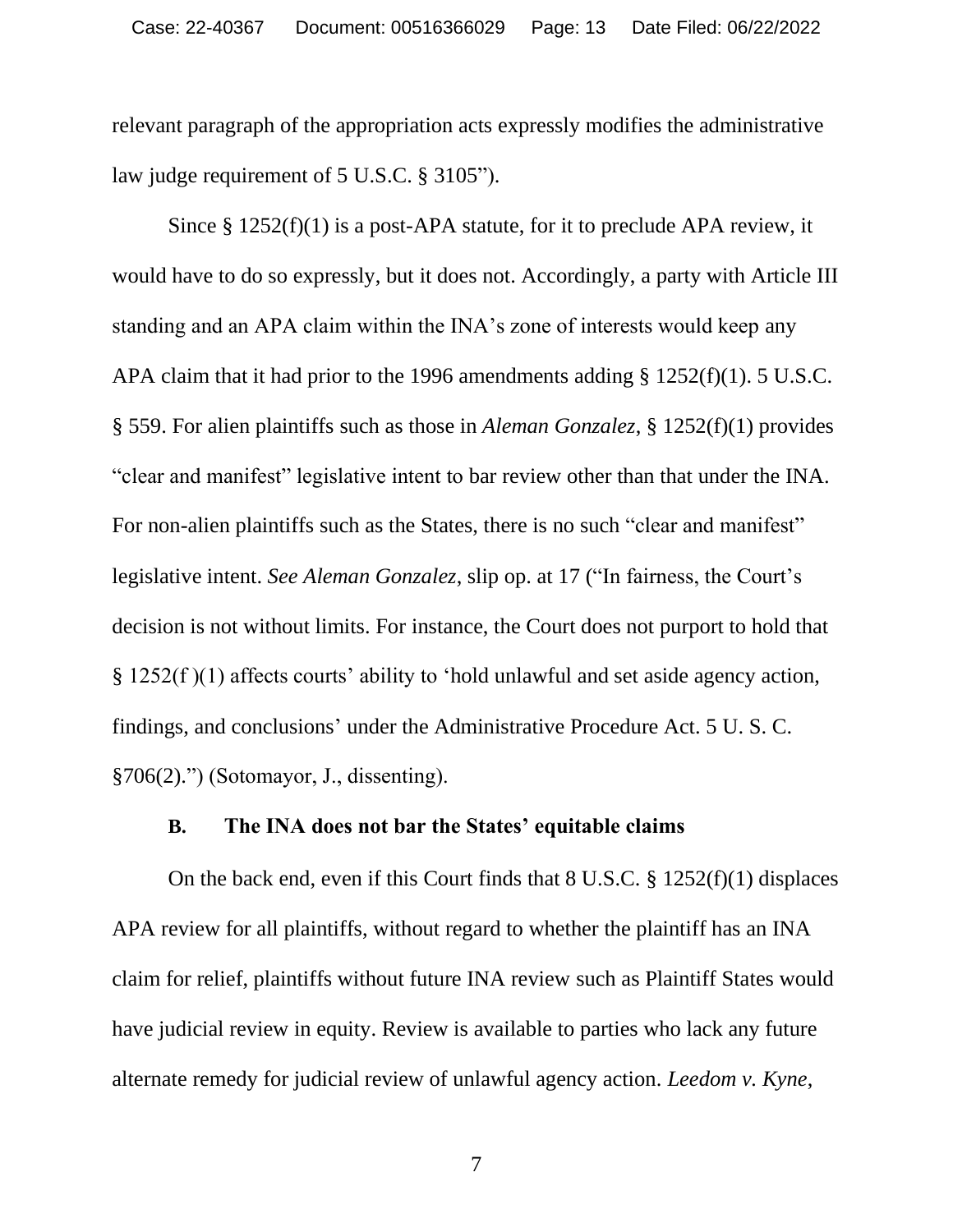relevant paragraph of the appropriation acts expressly modifies the administrative law judge requirement of 5 U.S.C. § 3105").

Since § 1252(f)(1) is a post-APA statute, for it to preclude APA review, it would have to do so expressly, but it does not. Accordingly, a party with Article III standing and an APA claim within the INA's zone of interests would keep any APA claim that it had prior to the 1996 amendments adding § 1252(f)(1). 5 U.S.C. § 559. For alien plaintiffs such as those in *Aleman Gonzalez*, § 1252(f)(1) provides "clear and manifest" legislative intent to bar review other than that under the INA. For non-alien plaintiffs such as the States, there is no such "clear and manifest" legislative intent. *See Aleman Gonzalez,* slip op. at 17 ("In fairness, the Court's decision is not without limits. For instance, the Court does not purport to hold that § 1252(f )(1) affects courts' ability to 'hold unlawful and set aside agency action, findings, and conclusions' under the Administrative Procedure Act. 5 U. S. C. §706(2).") (Sotomayor, J., dissenting).

### B. The INA does not bar the States' equitable claims

On the back end, even if this Court finds that 8 U.S.C. § 1252(f)(1) displaces APA review for all plaintiffs, without regard to whether the plaintiff has an INA claim for relief, plaintiffs without future INA review such as Plaintiff States would have judicial review in equity. Review is available to parties who lack any future alternate remedy for judicial review of unlawful agency action. *Leedom v. Kyne*,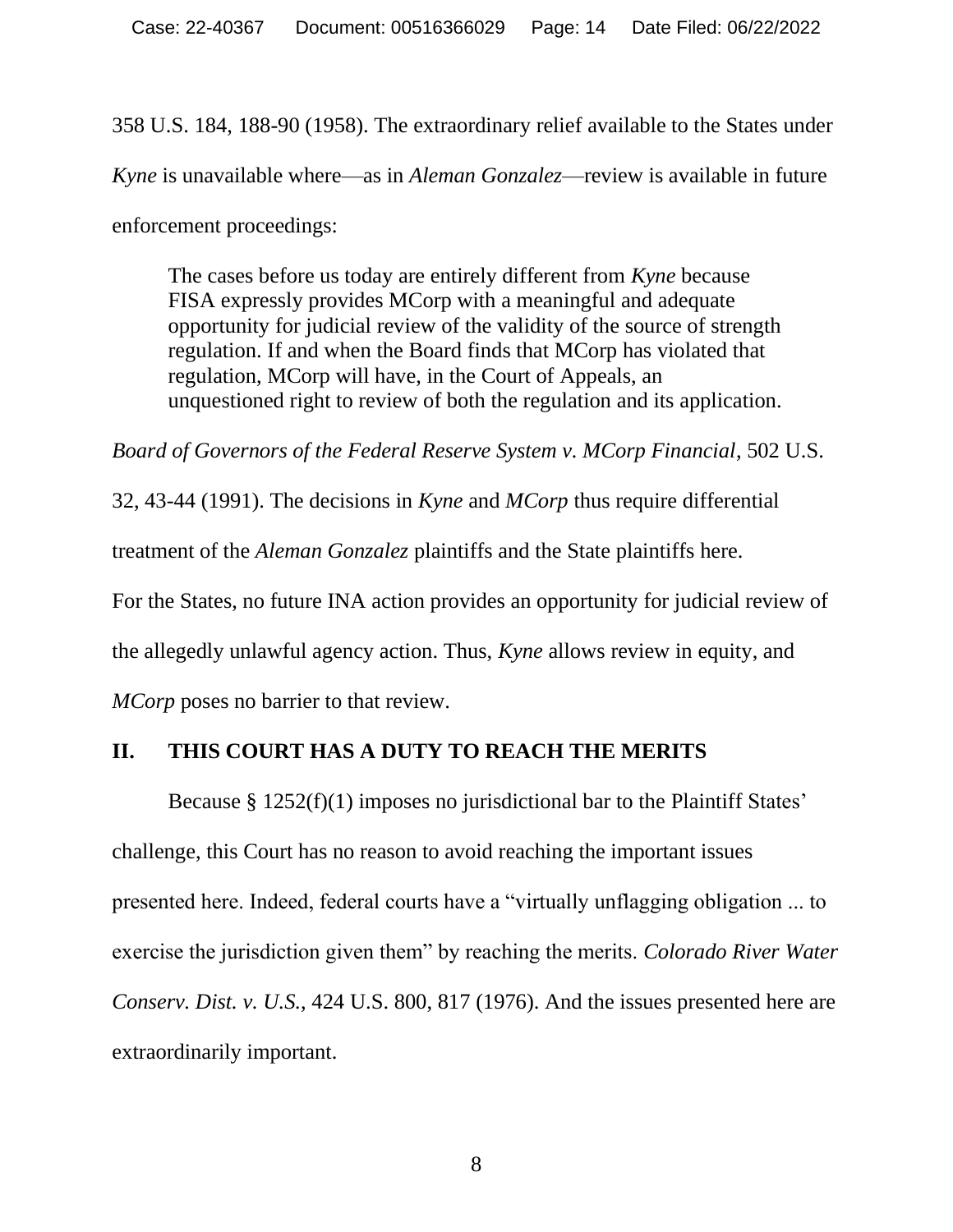358 U.S. 184, 188-90 (1958). The extraordinary relief available to the States under *Kyne* is unavailable where—as in *Aleman Gonzalez*—review is available in future enforcement proceedings:

> The cases before us today are entirely different from *Kyne* because FISA expressly provides MCorp with a meaningful and adequate opportunity for judicial review of the validity of the source of strength regulation. If and when the Board finds that MCorp has violated that regulation, MCorp will have, in the Court of Appeals, an unquestioned right to review of both the regulation and its application.

*Board of Governors of the Federal Reserve System v. MCorp Financial*, 502 U.S. 32, 43-44 (1991). The decisions in *Kyne* and *MCorp* thus require differential treatment of the *Aleman Gonzalez* plaintiffs and the State plaintiffs here.

For the States, no future INA action provides an opportunity for judicial review of the allegedly unlawful agency action. Thus, *Kyne* allows review in equity, and *MCorp* poses no barrier to that review.

## II. THIS COURT HAS A DUTY TO REACH THE MERITS

Because § 1252(f)(1) imposes no jurisdictional bar to the Plaintiff States' challenge, this Court has no reason to avoid reaching the important issues presented here. Indeed, federal courts have a "virtually unflagging obligation ... to exercise the jurisdiction given them" by reaching the merits. *Colorado River Water Conserv. Dist. v. U.S.*, 424 U.S. 800, 817 (1976). And the issues presented here are extraordinarily important.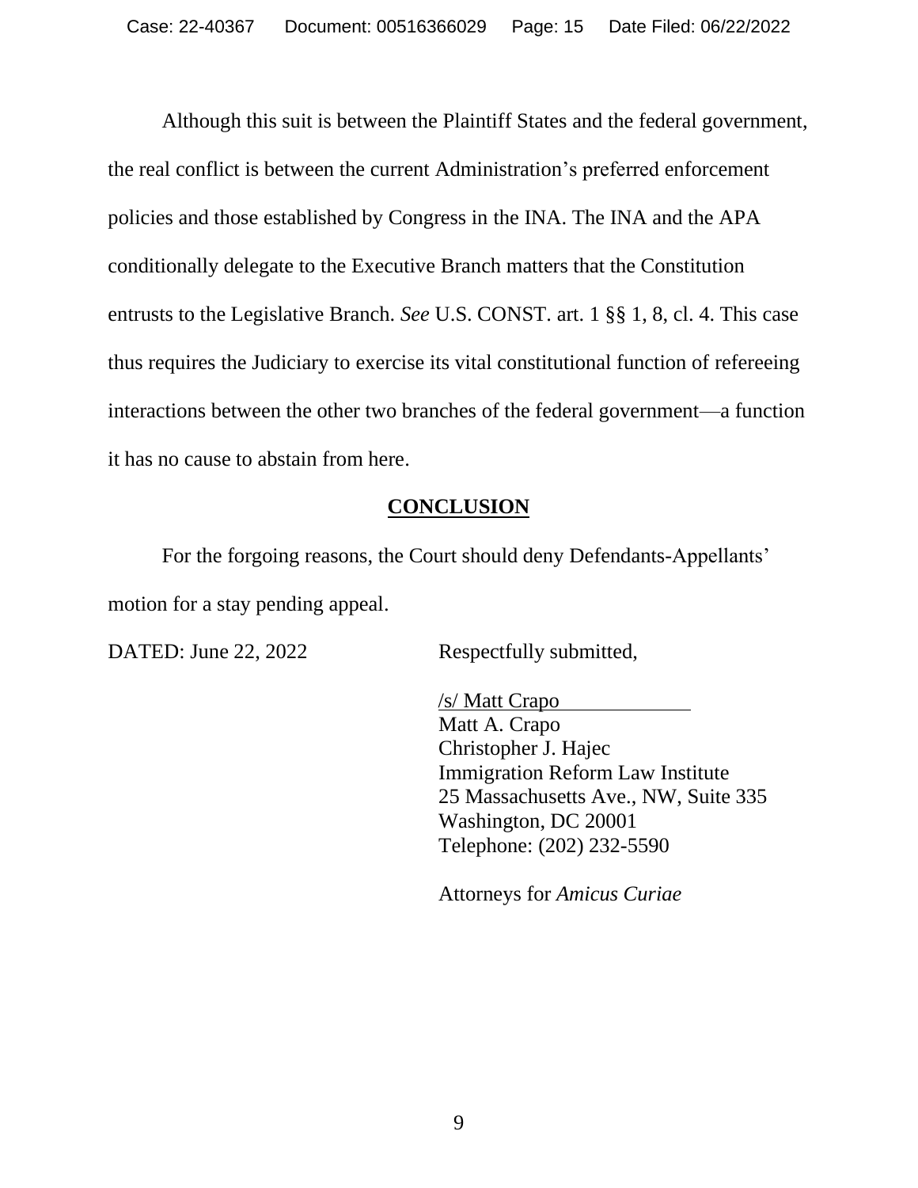Although this suit is between the Plaintiff States and the federal government, the real conflict is between the current Administration's preferred enforcement policies and those established by Congress in the INA. The INA and the APA conditionally delegate to the Executive Branch matters that the Constitution entrusts to the Legislative Branch. *See* U.S. CONST. art. 1 §§ 1, 8, cl. 4. This case thus requires the Judiciary to exercise its vital constitutional function of refereeing interactions between the other two branches of the federal government—a function it has no cause to abstain from here.

## CONCLUSION

For the forgoing reasons, the Court should deny Defendants-Appellants' motion for a stay pending appeal.

DATED: June 22, 2022

Respectfully submitted,

/s/ Matt Crapo
Matt A. Crapo
Christopher J. Hajec
Immigration Reform Law Institute
25 Massachusetts Ave., NW, Suite 335
Washington, DC 20001
Telephone: (202) 232-5590

Attorneys for *Amicus Curiae*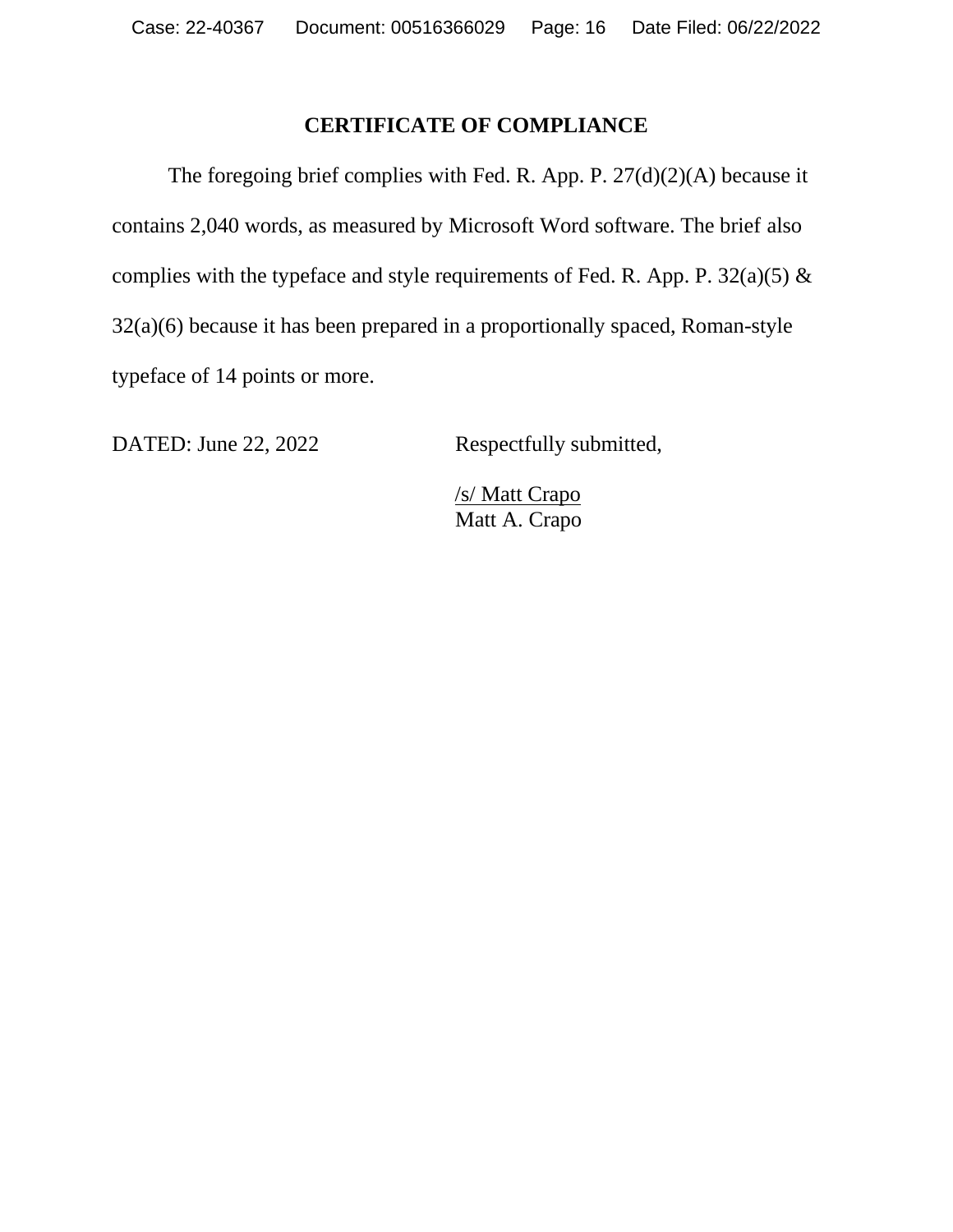## CERTIFICATE OF COMPLIANCE

The foregoing brief complies with Fed. R. App. P. 27(d)(2)(A) because it contains 2,040 words, as measured by Microsoft Word software. The brief also complies with the typeface and style requirements of Fed. R. App. P. 32(a)(5) & 32(a)(6) because it has been prepared in a proportionally spaced, Roman-style typeface of 14 points or more.

DATED: June 22, 2022

Respectfully submitted,

/s/ Matt Crapo
Matt A. Crapo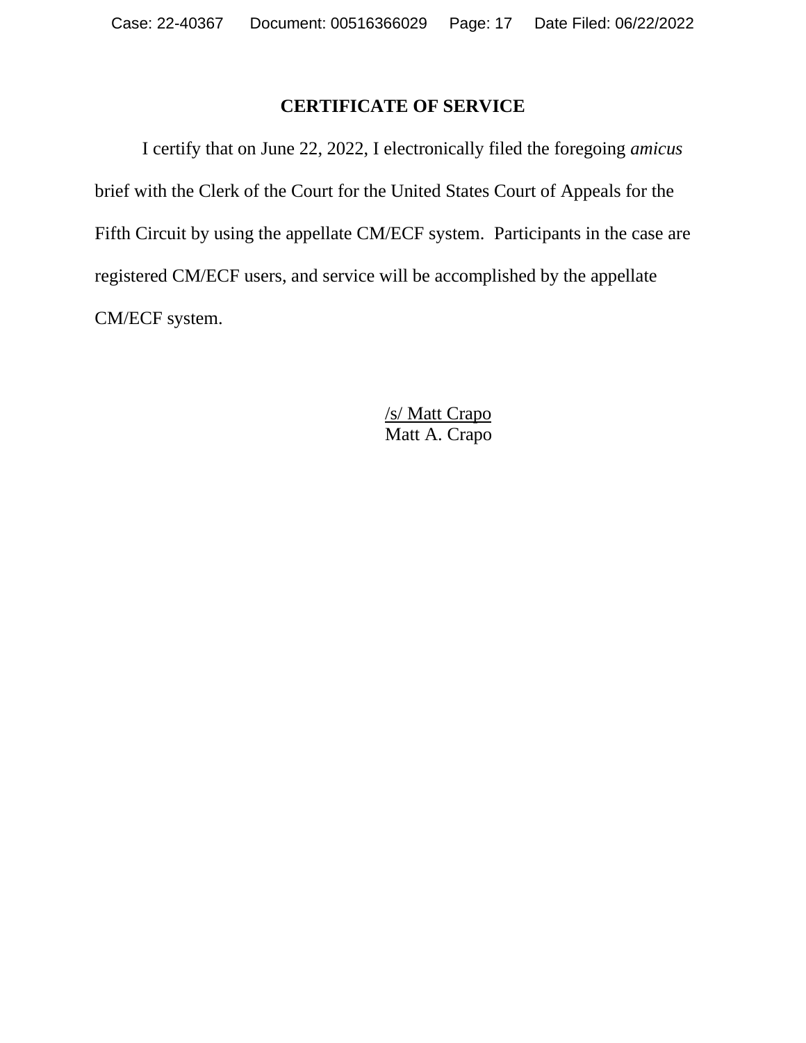## CERTIFICATE OF SERVICE

I certify that on June 22, 2022, I electronically filed the foregoing *amicus* brief with the Clerk of the Court for the United States Court of Appeals for the Fifth Circuit by using the appellate CM/ECF system. Participants in the case are registered CM/ECF users, and service will be accomplished by the appellate CM/ECF system.

/s/ Matt Crapo
Matt A. Crapo